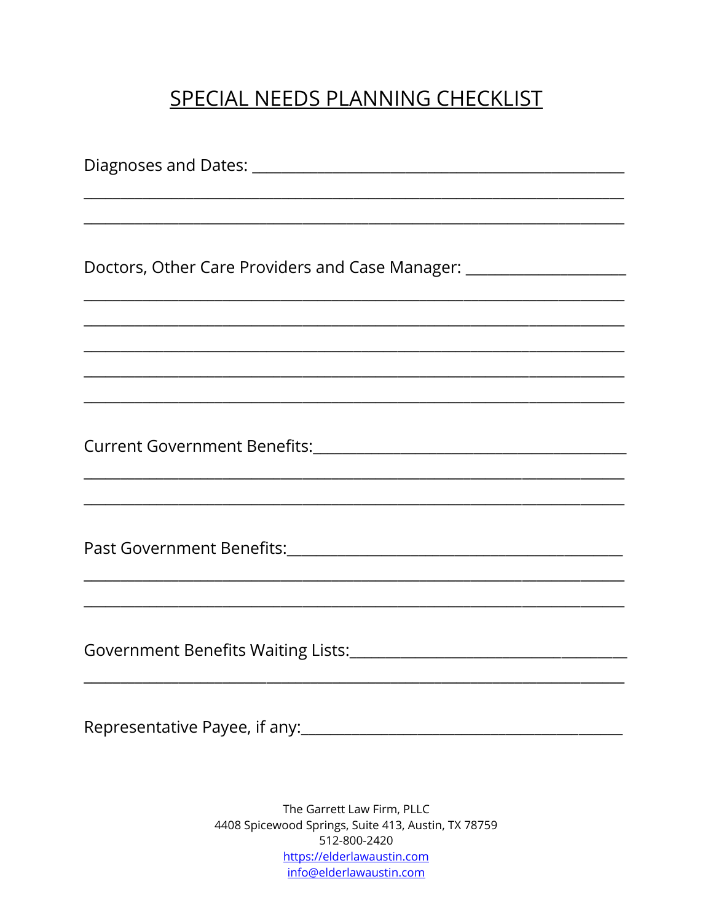# SPECIAL NEEDS PLANNING CHECKLIST

Diagnoses and Dates: ___________________________________________________

___________________________________________________________________________

___________________________________________________________________________

Doctors, Other Care Providers and Case Manager: ______________________

___________________________________________________________________________

___________________________________________________________________________

___________________________________________________________________________

___________________________________________________________________________

___________________________________________________________________________

Current Government Benefits:_____________________________________________

___________________________________________________________________________

___________________________________________________________________________

Past Government Benefits:________________________________________________

___________________________________________________________________________

___________________________________________________________________________

Government Benefits Waiting Lists:_______________________________________

___________________________________________________________________________

Representative Payee, if any:____________________________________________

The Garrett Law Firm, PLLC
4408 Spicewood Springs, Suite 413, Austin, TX 78759
512-800-2420
https://elderlawaustin.com
info@elderlawaustin.com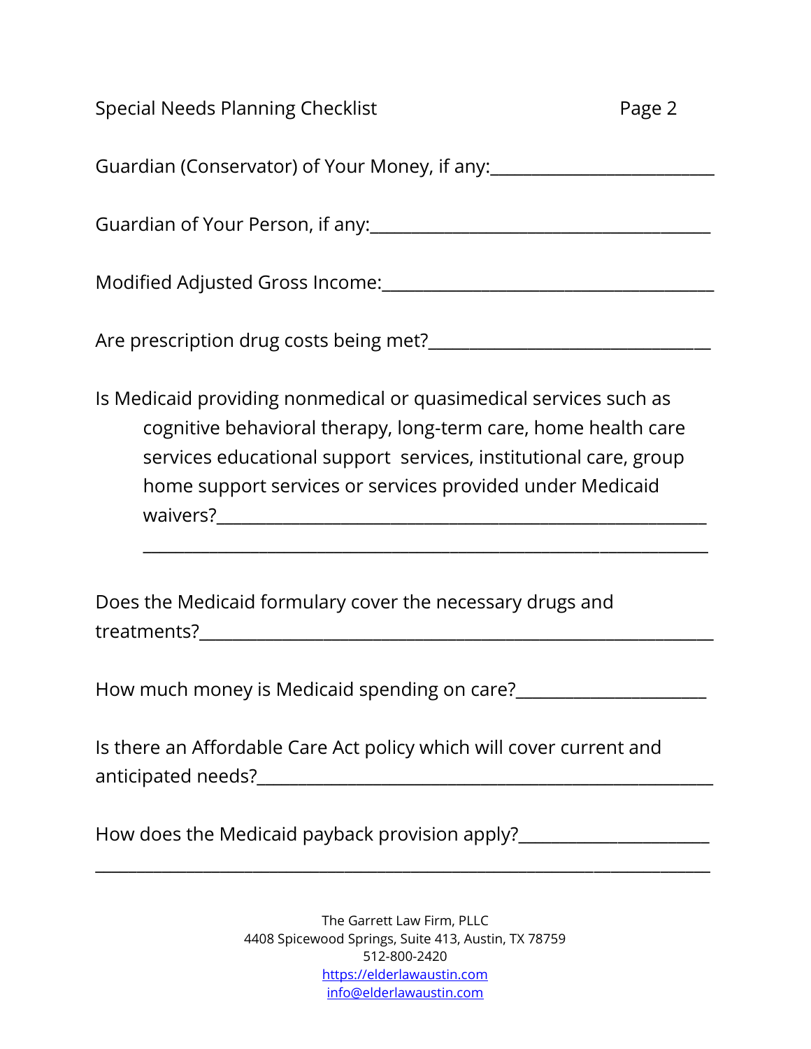Guardian (Conservator) of Your Money, if any:__________________________

Guardian of Your Person, if any:________________________________________

Modified Adjusted Gross Income:_______________________________________

Are prescription drug costs being met?________________________________

Is Medicaid providing nonmedical or quasimedical services such as cognitive behavioral therapy, long-term care, home health care services educational support services, institutional care, group home support services or services provided under Medicaid waivers?_________________________________________________________
_____________________________________________________________________

Does the Medicaid formulary cover the necessary drugs and treatments?____________________________________________________________

How much money is Medicaid spending on care?______________________

Is there an Affordable Care Act policy which will cover current and anticipated needs?___________________________________________________

How does the Medicaid payback provision apply?______________________
_____________________________________________________________________

The Garrett Law Firm, PLLC
4408 Spicewood Springs, Suite 413, Austin, TX 78759
512-800-2420
https://elderlawaustin.com
info@elderlawaustin.com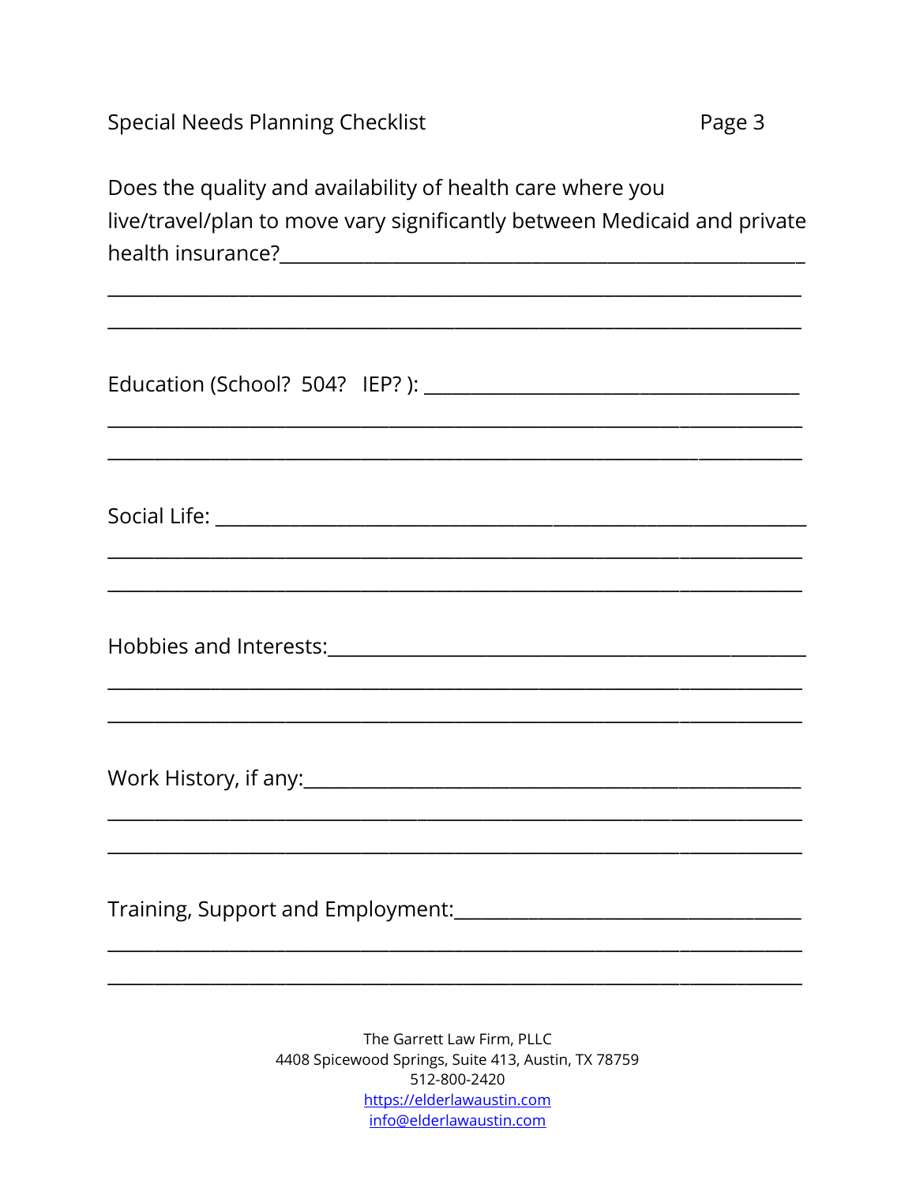Does the quality and availability of health care where you live/travel/plan to move vary significantly between Medicaid and private health insurance?_____________________________________________

_________________________________________________________________

_________________________________________________________________

Education (School?  504?   IEP? ): ___________________________________

_________________________________________________________________

_________________________________________________________________

Social Life: ______________________________________________________

_________________________________________________________________

_________________________________________________________________

Hobbies and Interests:_____________________________________________

_________________________________________________________________

_________________________________________________________________

Work History, if any:______________________________________________

_________________________________________________________________

_________________________________________________________________

Training, Support and Employment:__________________________________

_________________________________________________________________

_________________________________________________________________

The Garrett Law Firm, PLLC
4408 Spicewood Springs, Suite 413, Austin, TX 78759
512-800-2420
https://elderlawaustin.com
info@elderlawaustin.com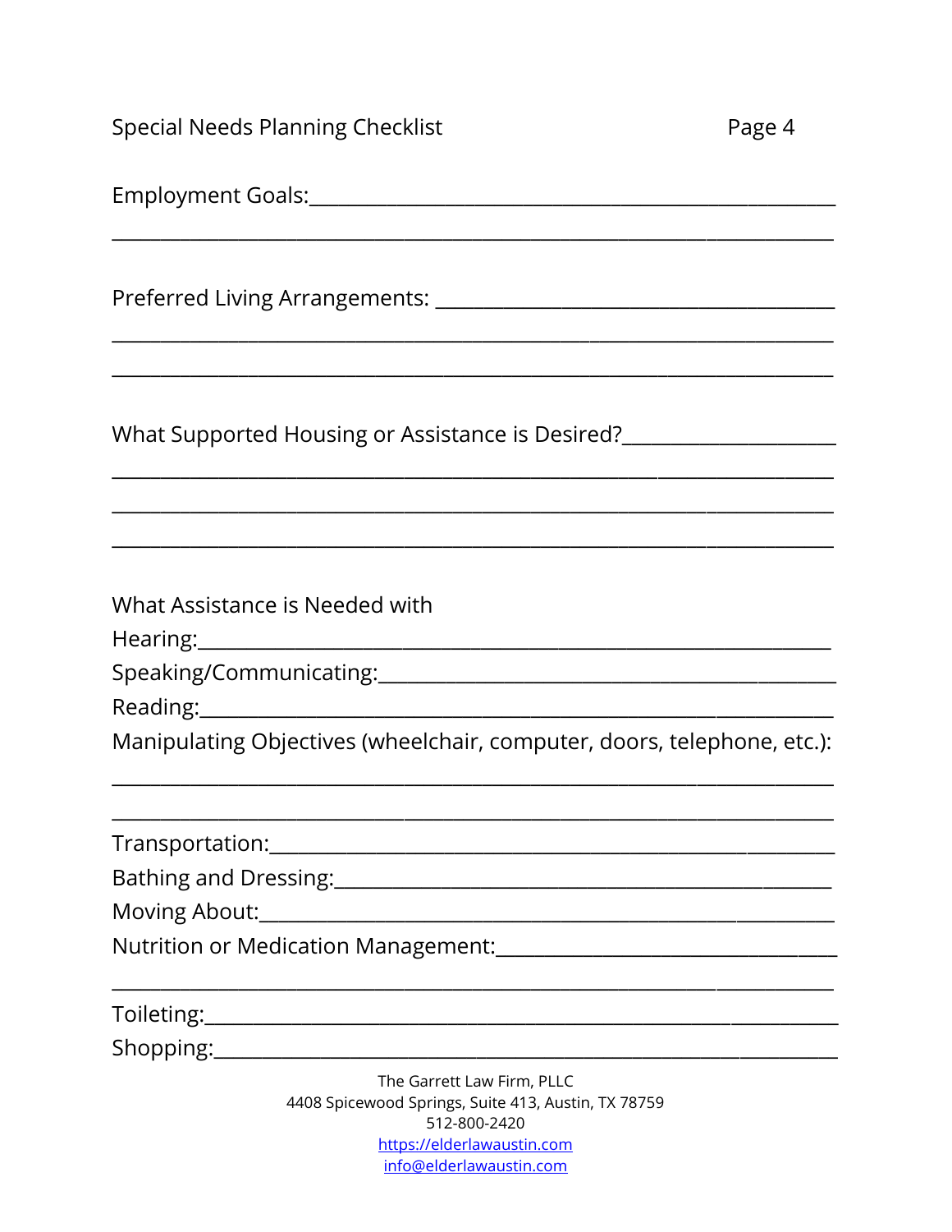Employment Goals:\_\_\_\_\_\_\_\_\_\_\_\_\_\_\_\_\_\_\_\_\_\_\_\_\_\_\_\_\_\_\_\_\_\_\_\_\_\_\_\_\_\_\_\_\_\_\_\_\_\_

\_\_\_\_\_\_\_\_\_\_\_\_\_\_\_\_\_\_\_\_\_\_\_\_\_\_\_\_\_\_\_\_\_\_\_\_\_\_\_\_\_\_\_\_\_\_\_\_\_\_\_\_\_\_\_\_\_\_\_\_\_\_\_\_\_\_\_\_

Preferred Living Arrangements: \_\_\_\_\_\_\_\_\_\_\_\_\_\_\_\_\_\_\_\_\_\_\_\_\_\_\_\_\_\_\_\_\_\_\_\_\_\_\_\_

\_\_\_\_\_\_\_\_\_\_\_\_\_\_\_\_\_\_\_\_\_\_\_\_\_\_\_\_\_\_\_\_\_\_\_\_\_\_\_\_\_\_\_\_\_\_\_\_\_\_\_\_\_\_\_\_\_\_\_\_\_\_\_\_\_\_\_\_

\_\_\_\_\_\_\_\_\_\_\_\_\_\_\_\_\_\_\_\_\_\_\_\_\_\_\_\_\_\_\_\_\_\_\_\_\_\_\_\_\_\_\_\_\_\_\_\_\_\_\_\_\_\_\_\_\_\_\_\_\_\_\_\_\_\_\_\_

What Supported Housing or Assistance is Desired?\_\_\_\_\_\_\_\_\_\_\_\_\_\_\_\_\_\_\_\_\_\_

\_\_\_\_\_\_\_\_\_\_\_\_\_\_\_\_\_\_\_\_\_\_\_\_\_\_\_\_\_\_\_\_\_\_\_\_\_\_\_\_\_\_\_\_\_\_\_\_\_\_\_\_\_\_\_\_\_\_\_\_\_\_\_\_\_\_\_\_

\_\_\_\_\_\_\_\_\_\_\_\_\_\_\_\_\_\_\_\_\_\_\_\_\_\_\_\_\_\_\_\_\_\_\_\_\_\_\_\_\_\_\_\_\_\_\_\_\_\_\_\_\_\_\_\_\_\_\_\_\_\_\_\_\_\_\_\_

\_\_\_\_\_\_\_\_\_\_\_\_\_\_\_\_\_\_\_\_\_\_\_\_\_\_\_\_\_\_\_\_\_\_\_\_\_\_\_\_\_\_\_\_\_\_\_\_\_\_\_\_\_\_\_\_\_\_\_\_\_\_\_\_\_\_\_\_

What Assistance is Needed with

Hearing:\_\_\_\_\_\_\_\_\_\_\_\_\_\_\_\_\_\_\_\_\_\_\_\_\_\_\_\_\_\_\_\_\_\_\_\_\_\_\_\_\_\_\_\_\_\_\_\_\_\_\_\_\_\_\_\_\_\_

Speaking/Communicating:\_\_\_\_\_\_\_\_\_\_\_\_\_\_\_\_\_\_\_\_\_\_\_\_\_\_\_\_\_\_\_\_\_\_\_\_\_\_\_\_\_\_\_\_

Reading:\_\_\_\_\_\_\_\_\_\_\_\_\_\_\_\_\_\_\_\_\_\_\_\_\_\_\_\_\_\_\_\_\_\_\_\_\_\_\_\_\_\_\_\_\_\_\_\_\_\_\_\_\_\_\_\_\_\_

Manipulating Objectives (wheelchair, computer, doors, telephone, etc.):

\_\_\_\_\_\_\_\_\_\_\_\_\_\_\_\_\_\_\_\_\_\_\_\_\_\_\_\_\_\_\_\_\_\_\_\_\_\_\_\_\_\_\_\_\_\_\_\_\_\_\_\_\_\_\_\_\_\_\_\_\_\_\_\_\_\_\_\_

\_\_\_\_\_\_\_\_\_\_\_\_\_\_\_\_\_\_\_\_\_\_\_\_\_\_\_\_\_\_\_\_\_\_\_\_\_\_\_\_\_\_\_\_\_\_\_\_\_\_\_\_\_\_\_\_\_\_\_\_\_\_\_\_\_\_\_\_

Transportation:\_\_\_\_\_\_\_\_\_\_\_\_\_\_\_\_\_\_\_\_\_\_\_\_\_\_\_\_\_\_\_\_\_\_\_\_\_\_\_\_\_\_\_\_\_\_\_\_\_\_\_\_\_

Bathing and Dressing:\_\_\_\_\_\_\_\_\_\_\_\_\_\_\_\_\_\_\_\_\_\_\_\_\_\_\_\_\_\_\_\_\_\_\_\_\_\_\_\_\_\_\_\_\_\_

Moving About:\_\_\_\_\_\_\_\_\_\_\_\_\_\_\_\_\_\_\_\_\_\_\_\_\_\_\_\_\_\_\_\_\_\_\_\_\_\_\_\_\_\_\_\_\_\_\_\_\_\_\_\_\_\_

Nutrition or Medication Management:\_\_\_\_\_\_\_\_\_\_\_\_\_\_\_\_\_\_\_\_\_\_\_\_\_\_\_\_\_\_\_\_

\_\_\_\_\_\_\_\_\_\_\_\_\_\_\_\_\_\_\_\_\_\_\_\_\_\_\_\_\_\_\_\_\_\_\_\_\_\_\_\_\_\_\_\_\_\_\_\_\_\_\_\_\_\_\_\_\_\_\_\_\_\_\_\_\_\_\_\_

Toileting:\_\_\_\_\_\_\_\_\_\_\_\_\_\_\_\_\_\_\_\_\_\_\_\_\_\_\_\_\_\_\_\_\_\_\_\_\_\_\_\_\_\_\_\_\_\_\_\_\_\_\_\_\_\_\_\_\_\_\_

Shopping:\_\_\_\_\_\_\_\_\_\_\_\_\_\_\_\_\_\_\_\_\_\_\_\_\_\_\_\_\_\_\_\_\_\_\_\_\_\_\_\_\_\_\_\_\_\_\_\_\_\_\_\_\_\_\_\_\_\_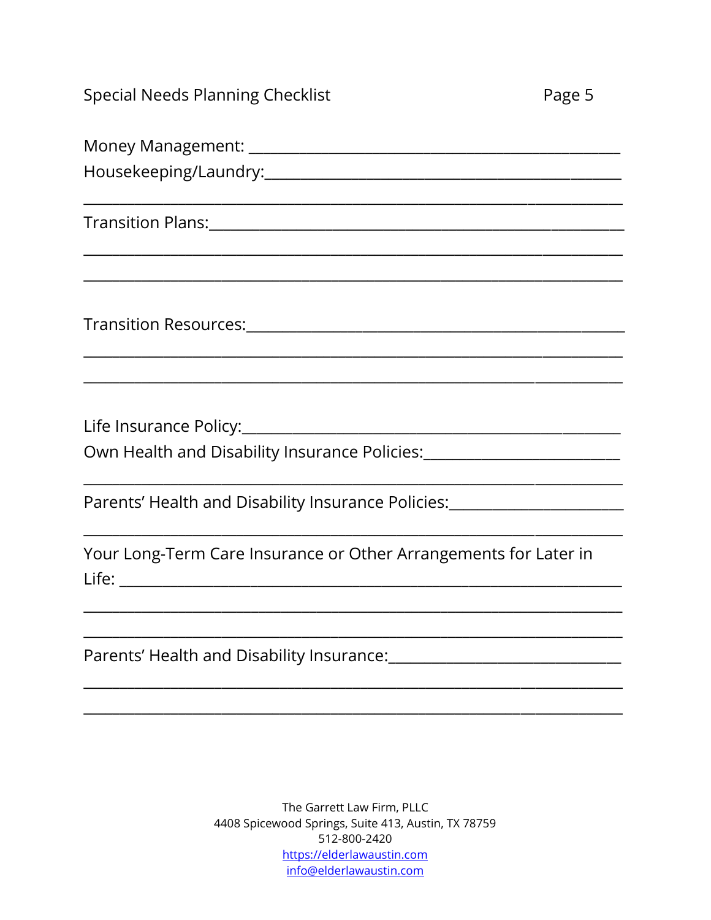Money Management: ______________________________________________

Housekeeping/Laundry:_____________________________________________

_________________________________________________________________

Transition Plans:__________________________________________________

_________________________________________________________________

_________________________________________________________________

Transition Resources:______________________________________________

_________________________________________________________________

_________________________________________________________________

Life Insurance Policy:______________________________________________

Own Health and Disability Insurance Policies:_________________________

_________________________________________________________________

Parents' Health and Disability Insurance Policies:______________________

_________________________________________________________________

Your Long-Term Care Insurance or Other Arrangements for Later in Life: ___________________________________________________________

_________________________________________________________________

_________________________________________________________________

Parents' Health and Disability Insurance:_____________________________

_________________________________________________________________

_________________________________________________________________

The Garrett Law Firm, PLLC
4408 Spicewood Springs, Suite 413, Austin, TX 78759
512-800-2420
https://elderlawaustin.com
info@elderlawaustin.com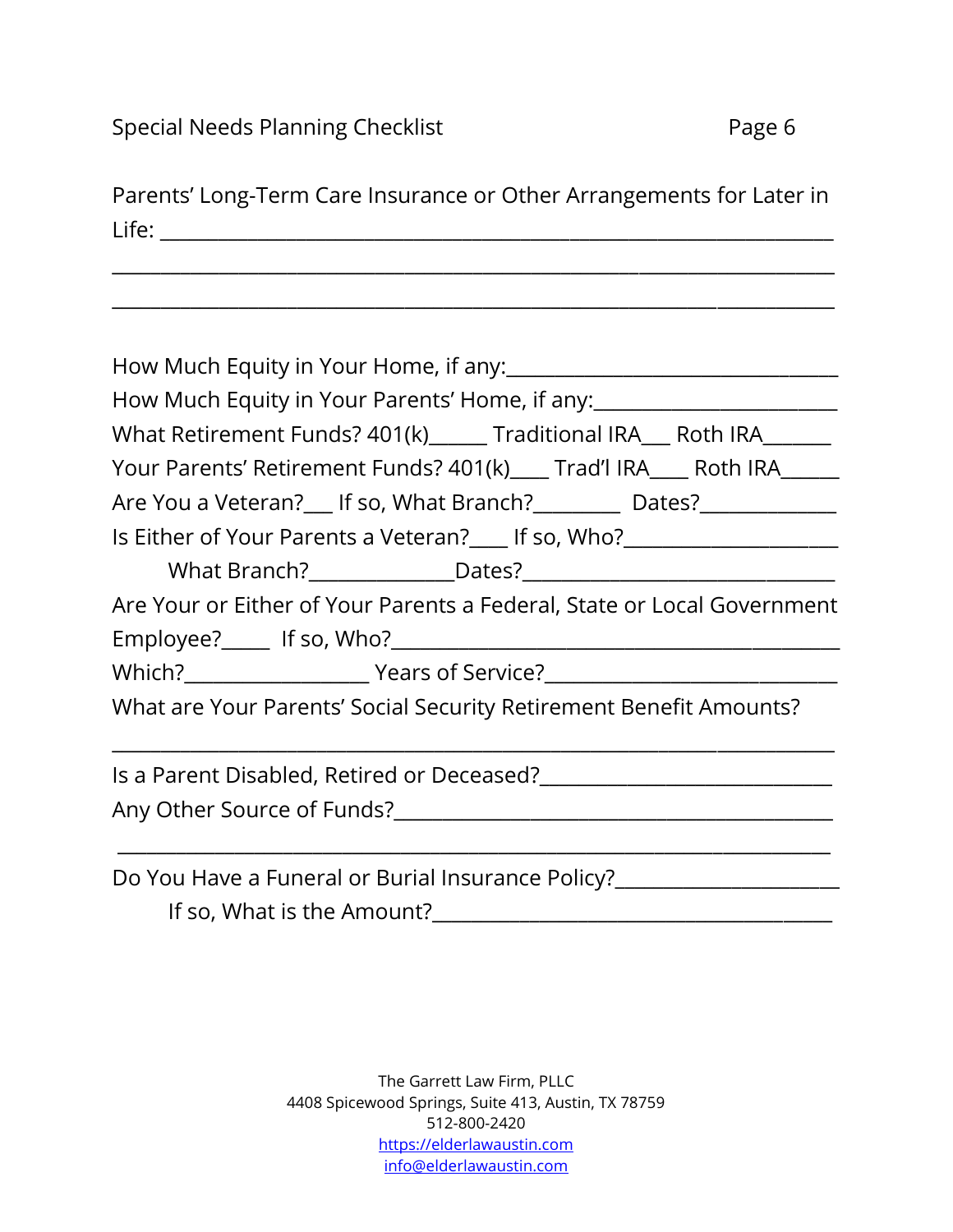Parents' Long-Term Care Insurance or Other Arrangements for Later in Life: ______________________________________________________________

______________________________________________________________

______________________________________________________________

How Much Equity in Your Home, if any:______________________________

How Much Equity in Your Parents' Home, if any:_______________________

What Retirement Funds? 401(k)______ Traditional IRA___ Roth IRA_______

Your Parents' Retirement Funds? 401(k)____ Trad'l IRA____ Roth IRA______

Are You a Veteran?___ If so, What Branch?_________ Dates?_____________

Is Either of Your Parents a Veteran?____ If so, Who?____________________

What Branch?______________Dates?_____________________________

Are Your or Either of Your Parents a Federal, State or Local Government Employee?_____ If so, Who?___________________________________________

Which?__________________ Years of Service?____________________________

What are Your Parents' Social Security Retirement Benefit Amounts?

______________________________________________________________

Is a Parent Disabled, Retired or Deceased?____________________________

Any Other Source of Funds?__________________________________________

______________________________________________________________

Do You Have a Funeral or Burial Insurance Policy?_____________________

If so, What is the Amount?_____________________________________

The Garrett Law Firm, PLLC
4408 Spicewood Springs, Suite 413, Austin, TX 78759
512-800-2420
https://elderlawaustin.com
info@elderlawaustin.com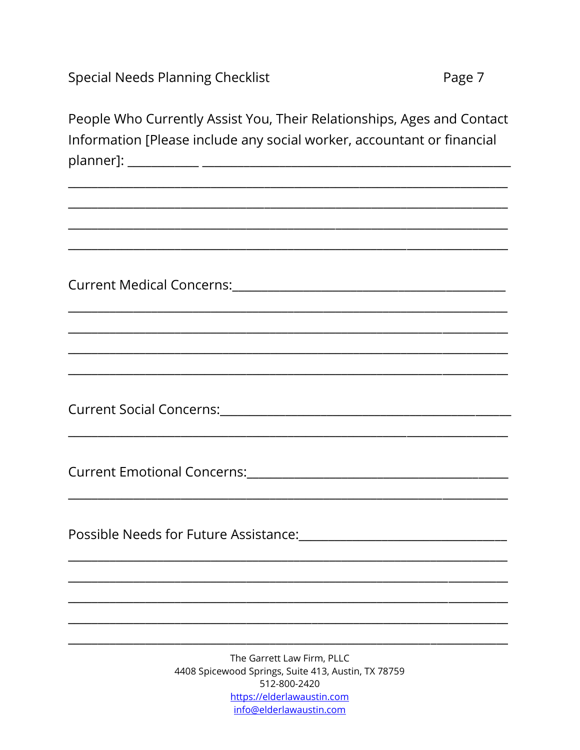People Who Currently Assist You, Their Relationships, Ages and Contact Information [Please include any social worker, accountant or financial planner]: ___________ ______________________________________________

_______________________________________________________________

_______________________________________________________________

_______________________________________________________________

_______________________________________________________________

Current Medical Concerns:_____________________________________

_______________________________________________________________

_______________________________________________________________

_______________________________________________________________

_______________________________________________________________

Current Social Concerns:________________________________________

_______________________________________________________________

Current Emotional Concerns:_____________________________________

_______________________________________________________________

Possible Needs for Future Assistance:______________________________

_______________________________________________________________

_______________________________________________________________

_______________________________________________________________

_______________________________________________________________

_______________________________________________________________

The Garrett Law Firm, PLLC
4408 Spicewood Springs, Suite 413, Austin, TX 78759
512-800-2420
https://elderlawaustin.com
info@elderlawaustin.com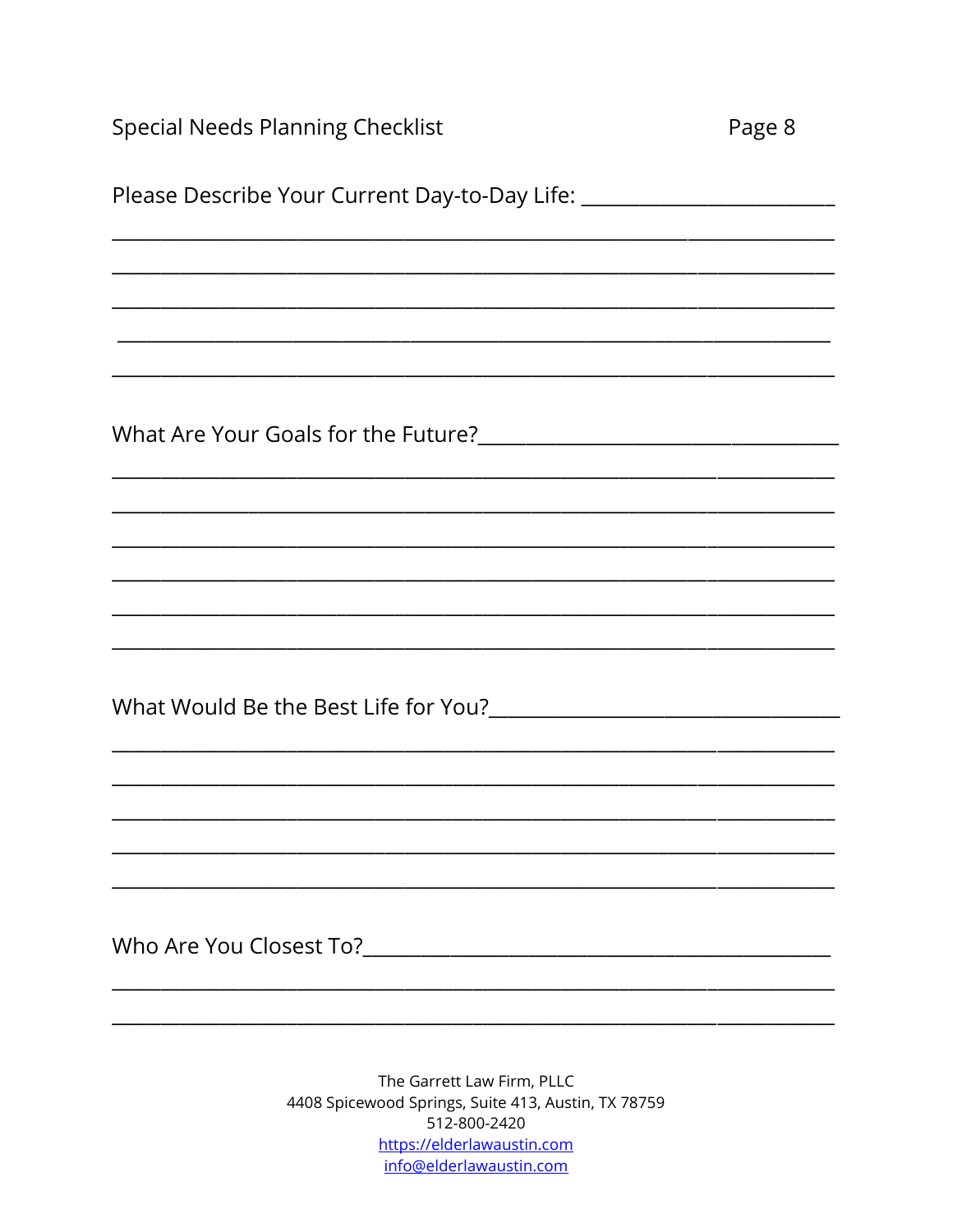Please Describe Your Current Day-to-Day Life: ________________________

________________________________________________________________________

________________________________________________________________________

________________________________________________________________________

________________________________________________________________________

________________________________________________________________________

What Are Your Goals for the Future?________________________________

________________________________________________________________________

________________________________________________________________________

________________________________________________________________________

________________________________________________________________________

________________________________________________________________________

________________________________________________________________________

What Would Be the Best Life for You?________________________________

________________________________________________________________________

________________________________________________________________________

________________________________________________________________________

________________________________________________________________________

________________________________________________________________________

Who Are You Closest To?____________________________________________

________________________________________________________________________

________________________________________________________________________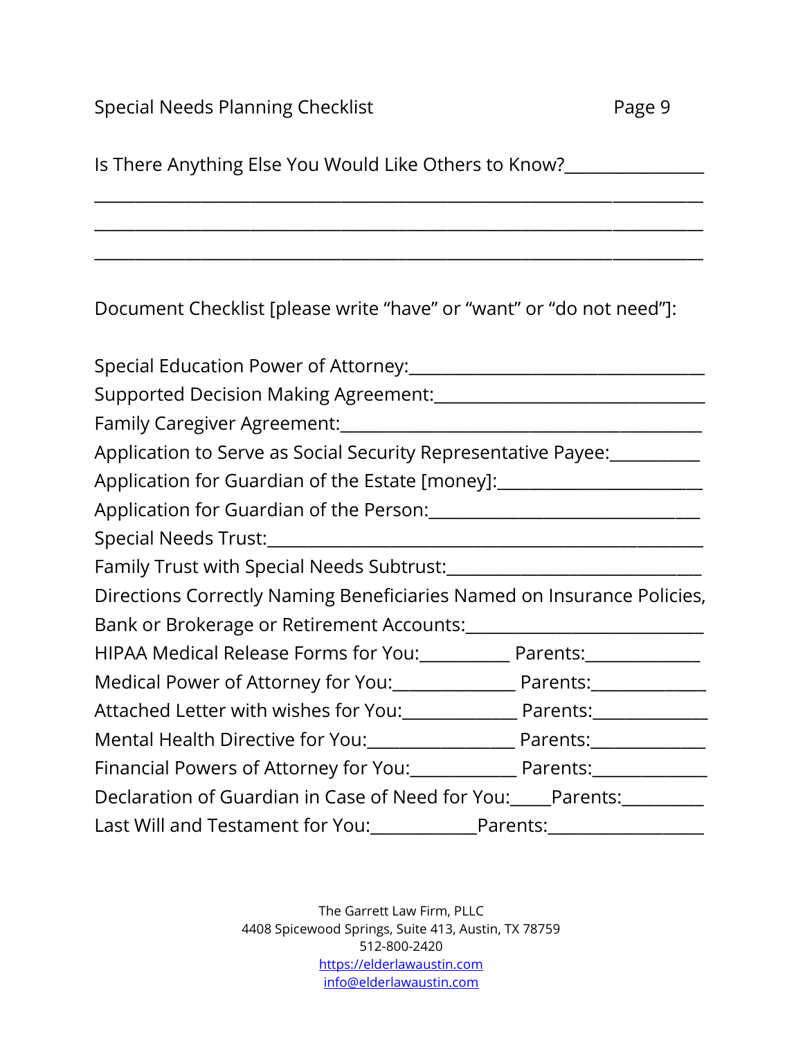Is There Anything Else You Would Like Others to Know?________________
______________________________________________________________________
______________________________________________________________________
______________________________________________________________________

Document Checklist [please write "have" or "want" or "do not need"]:

Special Education Power of Attorney:_________________________________
Supported Decision Making Agreement:_______________________________
Family Caregiver Agreement:_________________________________________
Application to Serve as Social Security Representative Payee:__________
Application for Guardian of the Estate [money]:_______________________
Application for Guardian of the Person:______________________________
Special Needs Trust:_______________________________________________
Family Trust with Special Needs Subtrust:____________________________
Directions Correctly Naming Beneficiaries Named on Insurance Policies, Bank or Brokerage or Retirement Accounts:__________________________
HIPAA Medical Release Forms for You:__________ Parents:_____________
Medical Power of Attorney for You:______________ Parents:_____________
Attached Letter with wishes for You:_____________ Parents:_____________
Mental Health Directive for You:________________ Parents:_____________
Financial Powers of Attorney for You:___________ Parents:_____________
Declaration of Guardian in Case of Need for You:_____Parents:_________
Last Will and Testament for You:____________Parents:_________________

The Garrett Law Firm, PLLC
4408 Spicewood Springs, Suite 413, Austin, TX 78759
512-800-2420
https://elderlawaustin.com
info@elderlawaustin.com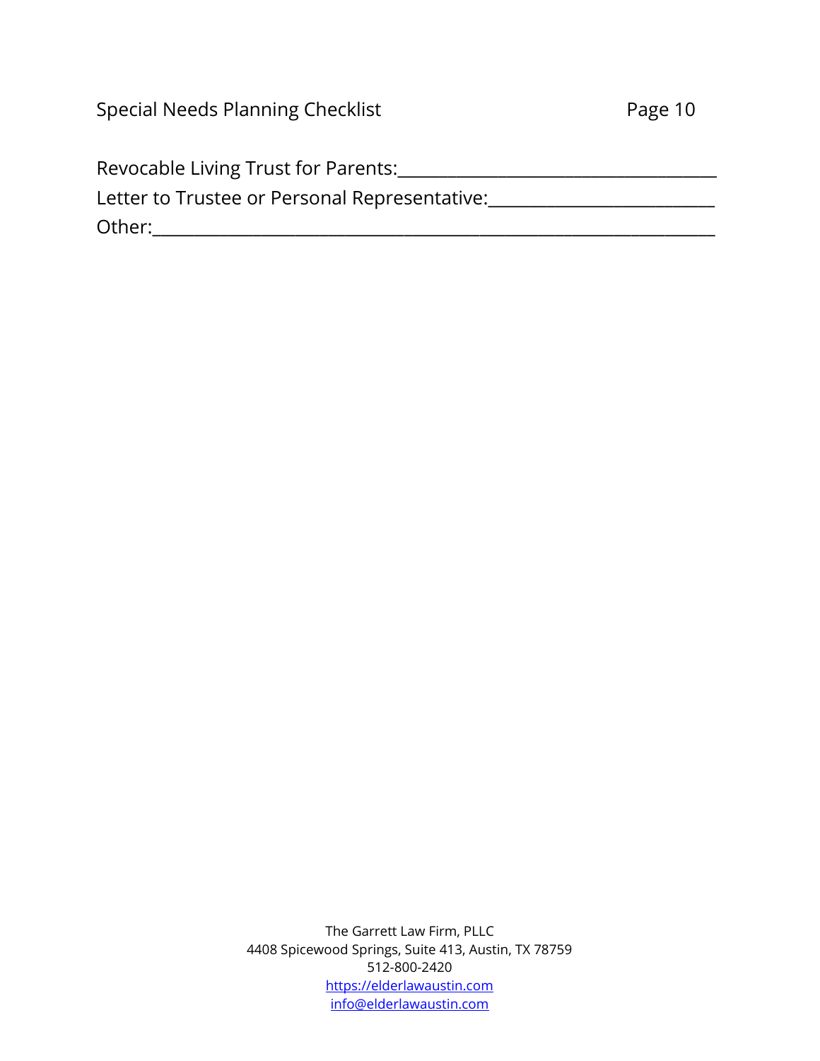Revocable Living Trust for Parents:____________________________________
Letter to Trustee or Personal Representative:_________________________
Other:_______________________________________________________________